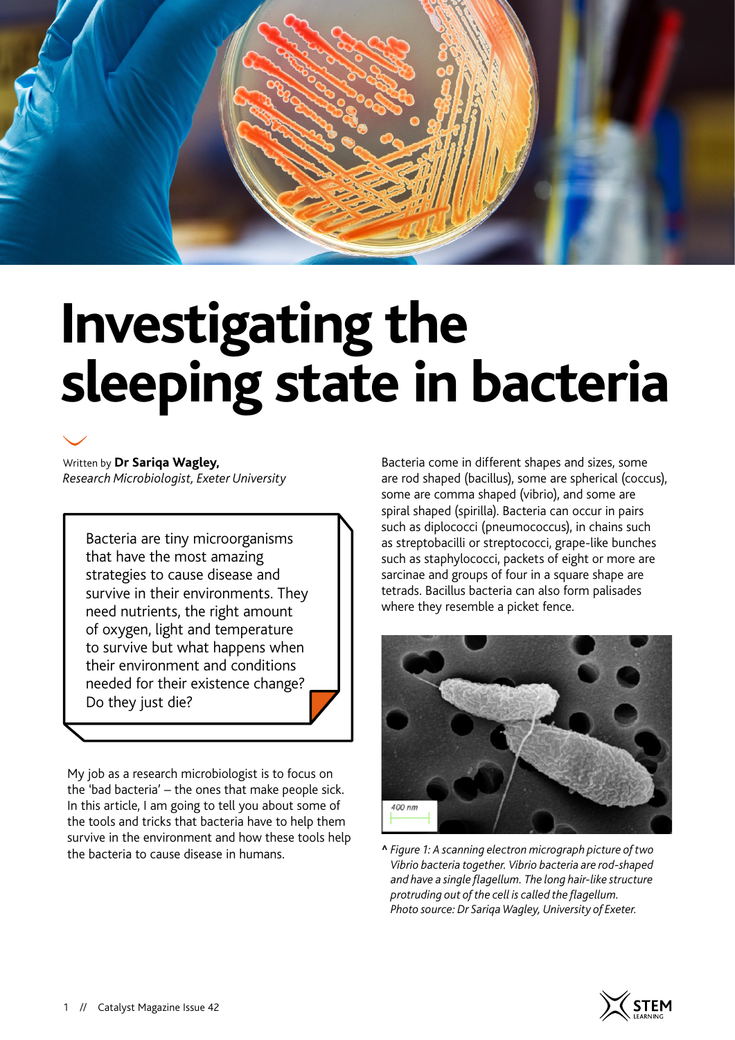# Investigating the sleeping state in bacteria

Written by **Dr Sariqa Wagley,**
*Research Microbiologist, Exeter University*

Bacteria are tiny microorganisms that have the most amazing strategies to cause disease and survive in their environments. They need nutrients, the right amount of oxygen, light and temperature to survive but what happens when their environment and conditions needed for their existence change? Do they just die?

My job as a research microbiologist is to focus on the 'bad bacteria' – the ones that make people sick. In this article, I am going to tell you about some of the tools and tricks that bacteria have to help them survive in the environment and how these tools help the bacteria to cause disease in humans.

Bacteria come in different shapes and sizes, some are rod shaped (bacillus), some are spherical (coccus), some are comma shaped (vibrio), and some are spiral shaped (spirilla). Bacteria can occur in pairs such as diplococci (pneumococcus), in chains such as streptobacilli or streptococci, grape-like bunches such as staphylococci, packets of eight or more are sarcinae and groups of four in a square shape are tetrads. Bacillus bacteria can also form palisades where they resemble a picket fence.

^ *Figure 1: A scanning electron micrograph picture of two Vibrio bacteria together. Vibrio bacteria are rod-shaped and have a single flagellum. The long hair-like structure protruding out of the cell is called the flagellum. Photo source: Dr Sariqa Wagley, University of Exeter.*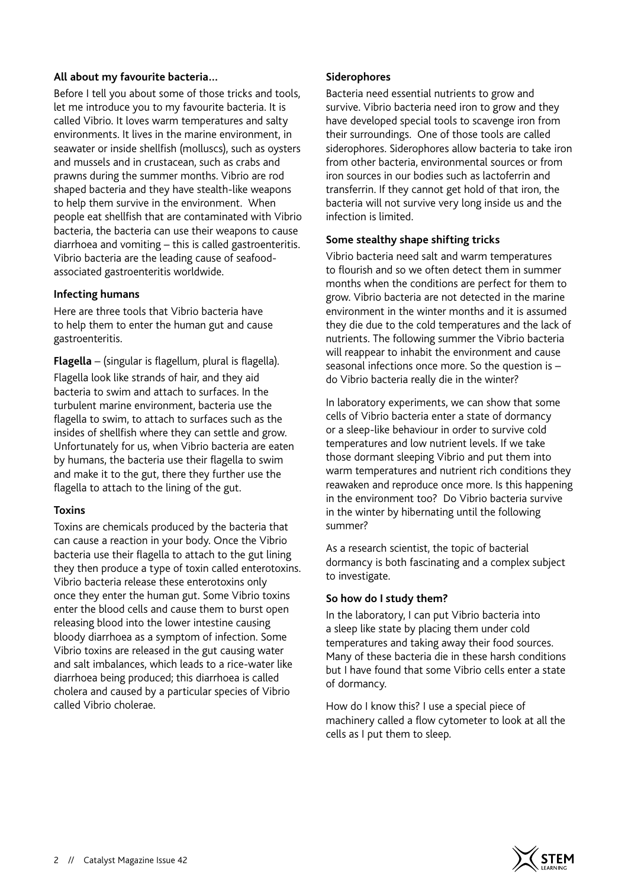### All about my favourite bacteria…

Before I tell you about some of those tricks and tools, let me introduce you to my favourite bacteria. It is called Vibrio. It loves warm temperatures and salty environments. It lives in the marine environment, in seawater or inside shellfish (molluscs), such as oysters and mussels and in crustacean, such as crabs and prawns during the summer months. Vibrio are rod shaped bacteria and they have stealth-like weapons to help them survive in the environment. When people eat shellfish that are contaminated with Vibrio bacteria, the bacteria can use their weapons to cause diarrhoea and vomiting – this is called gastroenteritis. Vibrio bacteria are the leading cause of seafood-associated gastroenteritis worldwide.

### Infecting humans

Here are three tools that Vibrio bacteria have to help them to enter the human gut and cause gastroenteritis.

**Flagella** – (singular is flagellum, plural is flagella).

Flagella look like strands of hair, and they aid bacteria to swim and attach to surfaces. In the turbulent marine environment, bacteria use the flagella to swim, to attach to surfaces such as the insides of shellfish where they can settle and grow. Unfortunately for us, when Vibrio bacteria are eaten by humans, the bacteria use their flagella to swim and make it to the gut, there they further use the flagella to attach to the lining of the gut.

### Toxins

Toxins are chemicals produced by the bacteria that can cause a reaction in your body. Once the Vibrio bacteria use their flagella to attach to the gut lining they then produce a type of toxin called enterotoxins. Vibrio bacteria release these enterotoxins only once they enter the human gut. Some Vibrio toxins enter the blood cells and cause them to burst open releasing blood into the lower intestine causing bloody diarrhoea as a symptom of infection. Some Vibrio toxins are released in the gut causing water and salt imbalances, which leads to a rice-water like diarrhoea being produced; this diarrhoea is called cholera and caused by a particular species of Vibrio called Vibrio cholerae.

### Siderophores

Bacteria need essential nutrients to grow and survive. Vibrio bacteria need iron to grow and they have developed special tools to scavenge iron from their surroundings. One of those tools are called siderophores. Siderophores allow bacteria to take iron from other bacteria, environmental sources or from iron sources in our bodies such as lactoferrin and transferrin. If they cannot get hold of that iron, the bacteria will not survive very long inside us and the infection is limited.

### Some stealthy shape shifting tricks

Vibrio bacteria need salt and warm temperatures to flourish and so we often detect them in summer months when the conditions are perfect for them to grow. Vibrio bacteria are not detected in the marine environment in the winter months and it is assumed they die due to the cold temperatures and the lack of nutrients. The following summer the Vibrio bacteria will reappear to inhabit the environment and cause seasonal infections once more. So the question is – do Vibrio bacteria really die in the winter?

In laboratory experiments, we can show that some cells of Vibrio bacteria enter a state of dormancy or a sleep-like behaviour in order to survive cold temperatures and low nutrient levels. If we take those dormant sleeping Vibrio and put them into warm temperatures and nutrient rich conditions they reawaken and reproduce once more. Is this happening in the environment too? Do Vibrio bacteria survive in the winter by hibernating until the following summer?

As a research scientist, the topic of bacterial dormancy is both fascinating and a complex subject to investigate.

### So how do I study them?

In the laboratory, I can put Vibrio bacteria into a sleep like state by placing them under cold temperatures and taking away their food sources. Many of these bacteria die in these harsh conditions but I have found that some Vibrio cells enter a state of dormancy.

How do I know this? I use a special piece of machinery called a flow cytometer to look at all the cells as I put them to sleep.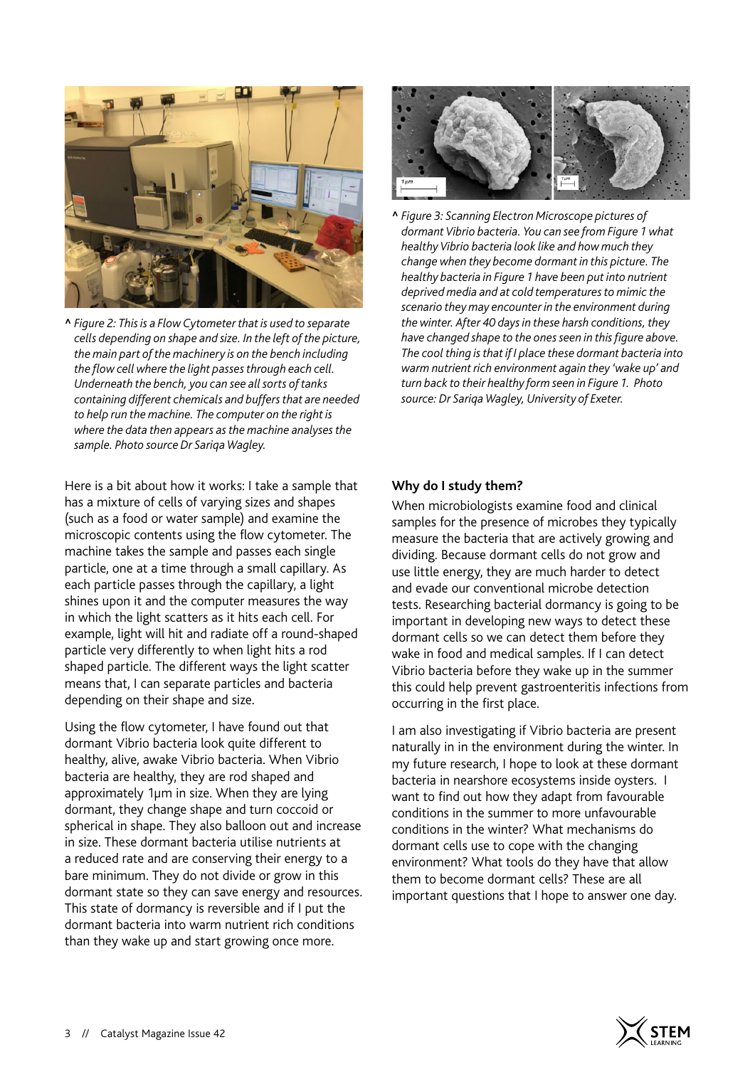^ *Figure 2: This is a Flow Cytometer that is used to separate cells depending on shape and size. In the left of the picture, the main part of the machinery is on the bench including the flow cell where the light passes through each cell. Underneath the bench, you can see all sorts of tanks containing different chemicals and buffers that are needed to help run the machine. The computer on the right is where the data then appears as the machine analyses the sample. Photo source Dr Sariqa Wagley.*

Here is a bit about how it works: I take a sample that has a mixture of cells of varying sizes and shapes (such as a food or water sample) and examine the microscopic contents using the flow cytometer. The machine takes the sample and passes each single particle, one at a time through a small capillary. As each particle passes through the capillary, a light shines upon it and the computer measures the way in which the light scatters as it hits each cell. For example, light will hit and radiate off a round-shaped particle very differently to when light hits a rod shaped particle. The different ways the light scatter means that, I can separate particles and bacteria depending on their shape and size.

Using the flow cytometer, I have found out that dormant Vibrio bacteria look quite different to healthy, alive, awake Vibrio bacteria. When Vibrio bacteria are healthy, they are rod shaped and approximately 1μm in size. When they are lying dormant, they change shape and turn coccoid or spherical in shape. They also balloon out and increase in size. These dormant bacteria utilise nutrients at a reduced rate and are conserving their energy to a bare minimum. They do not divide or grow in this dormant state so they can save energy and resources. This state of dormancy is reversible and if I put the dormant bacteria into warm nutrient rich conditions than they wake up and start growing once more.

^ *Figure 3: Scanning Electron Microscope pictures of dormant Vibrio bacteria. You can see from Figure 1 what healthy Vibrio bacteria look like and how much they change when they become dormant in this picture. The healthy bacteria in Figure 1 have been put into nutrient deprived media and at cold temperatures to mimic the scenario they may encounter in the environment during the winter. After 40 days in these harsh conditions, they have changed shape to the ones seen in this figure above. The cool thing is that if I place these dormant bacteria into warm nutrient rich environment again they 'wake up' and turn back to their healthy form seen in Figure 1. Photo source: Dr Sariqa Wagley, University of Exeter.*

**Why do I study them?**

When microbiologists examine food and clinical samples for the presence of microbes they typically measure the bacteria that are actively growing and dividing. Because dormant cells do not grow and use little energy, they are much harder to detect and evade our conventional microbe detection tests. Researching bacterial dormancy is going to be important in developing new ways to detect these dormant cells so we can detect them before they wake in food and medical samples. If I can detect Vibrio bacteria before they wake up in the summer this could help prevent gastroenteritis infections from occurring in the first place.

I am also investigating if Vibrio bacteria are present naturally in in the environment during the winter. In my future research, I hope to look at these dormant bacteria in nearshore ecosystems inside oysters. I want to find out how they adapt from favourable conditions in the summer to more unfavourable conditions in the winter? What mechanisms do dormant cells use to cope with the changing environment? What tools do they have that allow them to become dormant cells? These are all important questions that I hope to answer one day.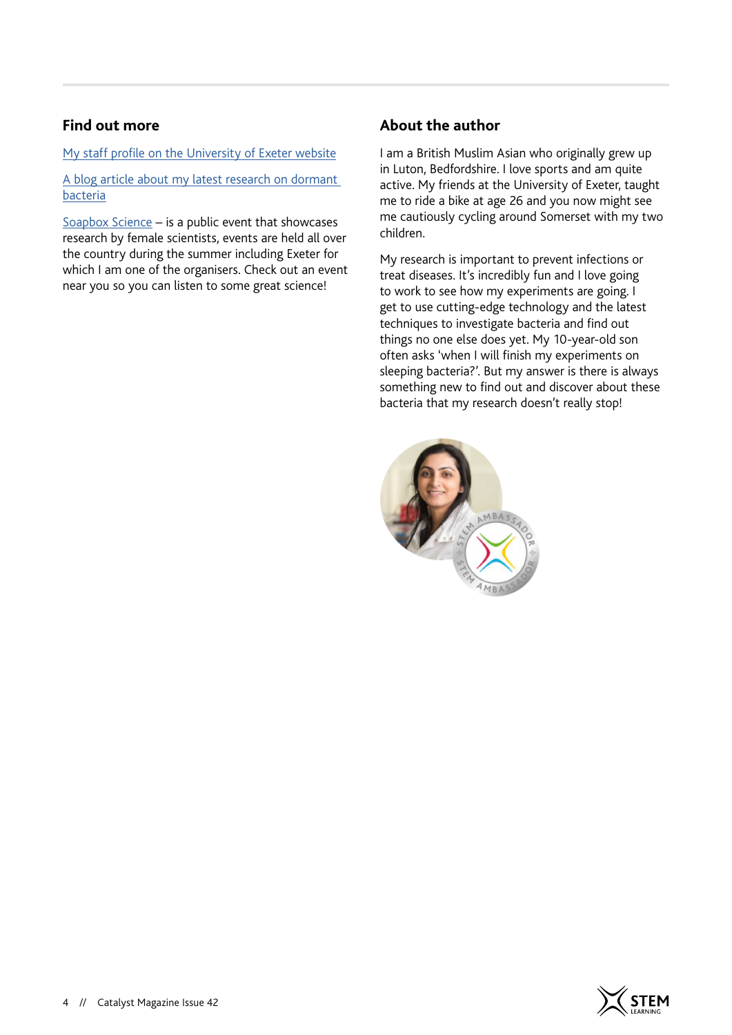## Find out more

My staff profile on the University of Exeter website

A blog article about my latest research on dormant bacteria

Soapbox Science – is a public event that showcases research by female scientists, events are held all over the country during the summer including Exeter for which I am one of the organisers. Check out an event near you so you can listen to some great science!

## About the author

I am a British Muslim Asian who originally grew up in Luton, Bedfordshire. I love sports and am quite active. My friends at the University of Exeter, taught me to ride a bike at age 26 and you now might see me cautiously cycling around Somerset with my two children.

My research is important to prevent infections or treat diseases. It's incredibly fun and I love going to work to see how my experiments are going. I get to use cutting-edge technology and the latest techniques to investigate bacteria and find out things no one else does yet. My 10-year-old son often asks 'when I will finish my experiments on sleeping bacteria?'. But my answer is there is always something new to find out and discover about these bacteria that my research doesn't really stop!